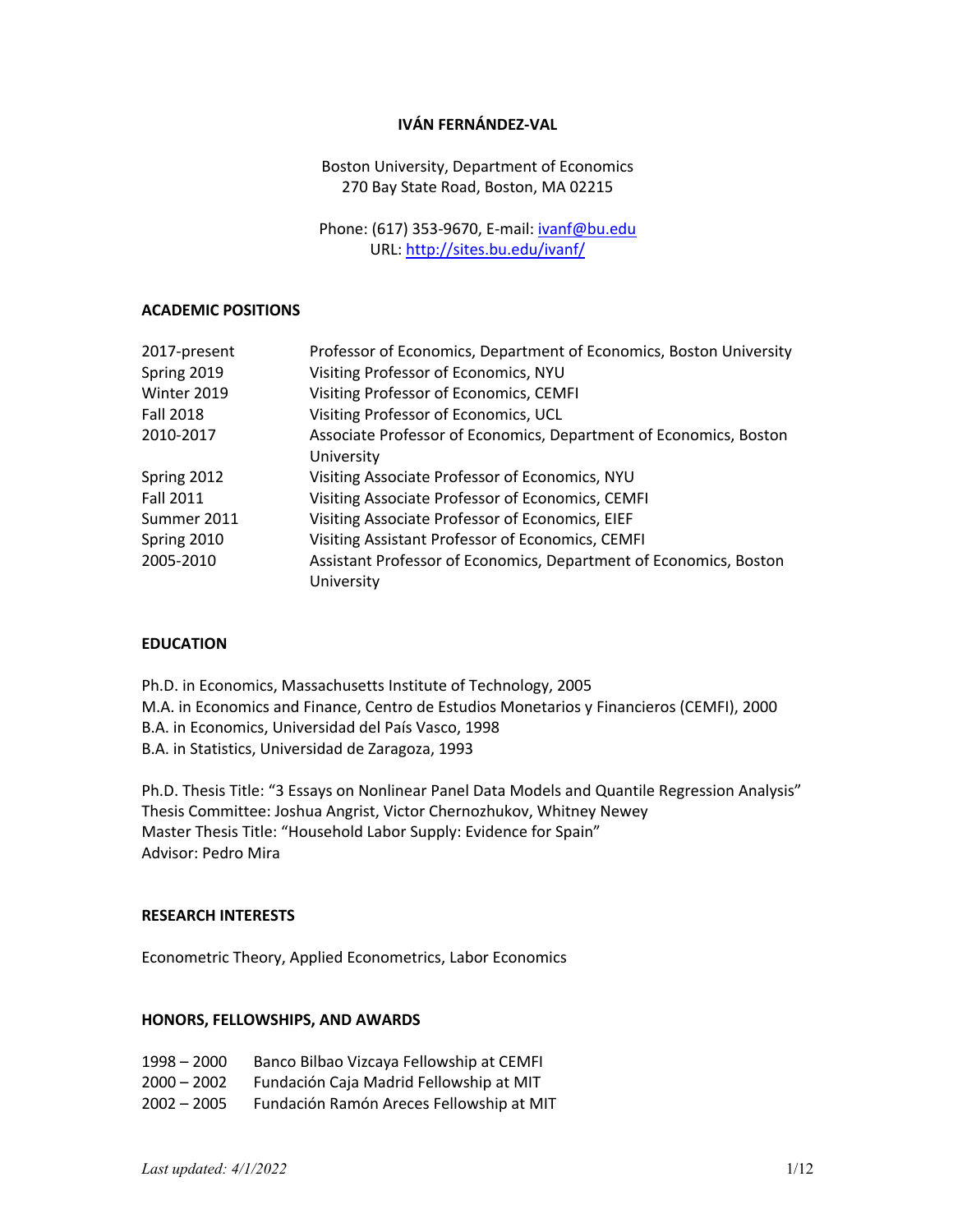# IVÁN FERNÁNDEZ-VAL

Boston University, Department of Economics
270 Bay State Road, Boston, MA 02215

Phone: (617) 353-9670, E-mail: ivanf@bu.edu
URL: http://sites.bu.edu/ivanf/

## ACADEMIC POSITIONS

| | |
|---|---|
| 2017-present | Professor of Economics, Department of Economics, Boston University |
| Spring 2019 | Visiting Professor of Economics, NYU |
| Winter 2019 | Visiting Professor of Economics, CEMFI |
| Fall 2018 | Visiting Professor of Economics, UCL |
| 2010-2017 | Associate Professor of Economics, Department of Economics, Boston University |
| Spring 2012 | Visiting Associate Professor of Economics, NYU |
| Fall 2011 | Visiting Associate Professor of Economics, CEMFI |
| Summer 2011 | Visiting Associate Professor of Economics, EIEF |
| Spring 2010 | Visiting Assistant Professor of Economics, CEMFI |
| 2005-2010 | Assistant Professor of Economics, Department of Economics, Boston University |

## EDUCATION

Ph.D. in Economics, Massachusetts Institute of Technology, 2005
M.A. in Economics and Finance, Centro de Estudios Monetarios y Financieros (CEMFI), 2000
B.A. in Economics, Universidad del País Vasco, 1998
B.A. in Statistics, Universidad de Zaragoza, 1993

Ph.D. Thesis Title: "3 Essays on Nonlinear Panel Data Models and Quantile Regression Analysis"
Thesis Committee: Joshua Angrist, Victor Chernozhukov, Whitney Newey
Master Thesis Title: "Household Labor Supply: Evidence for Spain"
Advisor: Pedro Mira

## RESEARCH INTERESTS

Econometric Theory, Applied Econometrics, Labor Economics

## HONORS, FELLOWSHIPS, AND AWARDS

| | |
|---|---|
| 1998 – 2000 | Banco Bilbao Vizcaya Fellowship at CEMFI |
| 2000 – 2002 | Fundación Caja Madrid Fellowship at MIT |
| 2002 – 2005 | Fundación Ramón Areces Fellowship at MIT |

*Last updated: 4/1/2022*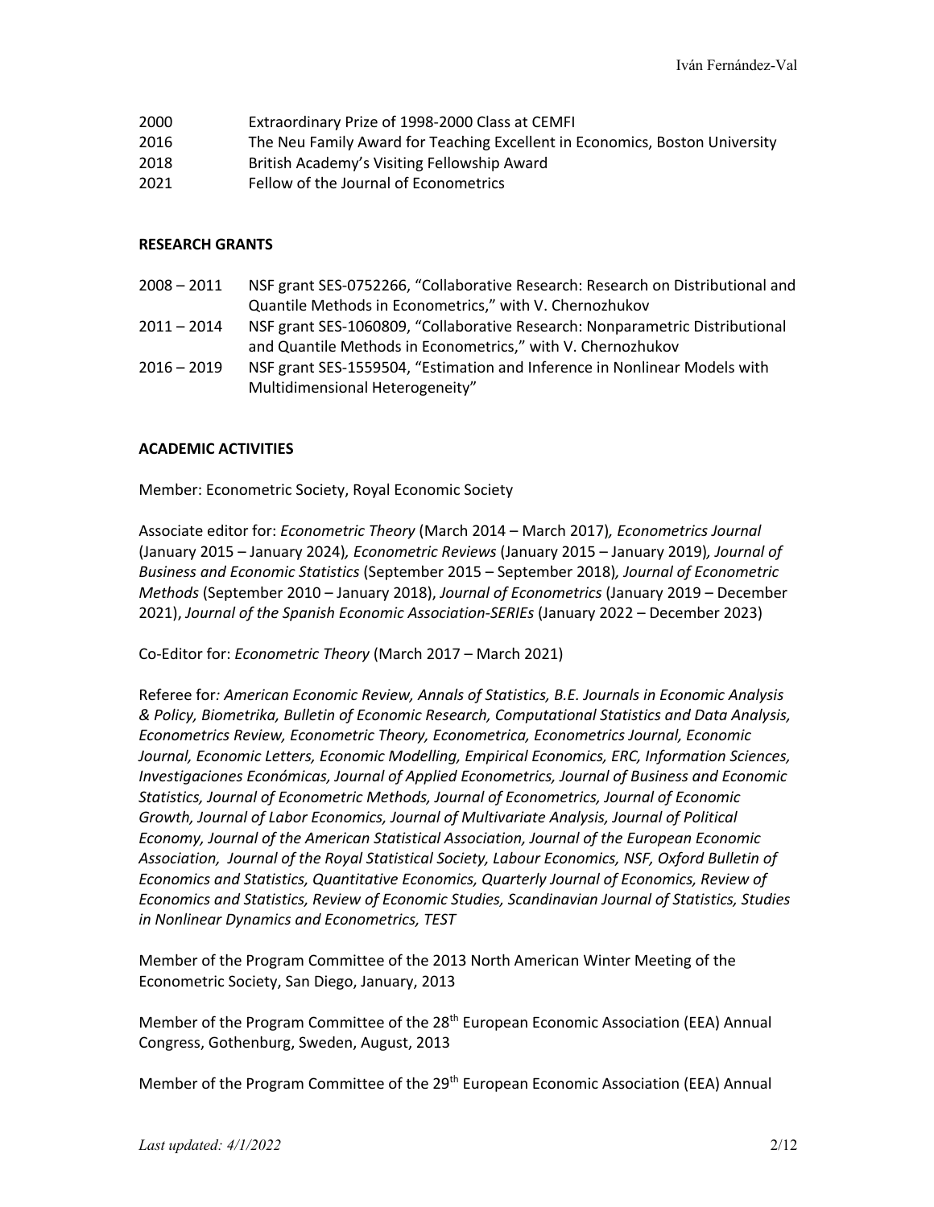| | |
|---|---|
| 2000 | Extraordinary Prize of 1998-2000 Class at CEMFI |
| 2016 | The Neu Family Award for Teaching Excellent in Economics, Boston University |
| 2018 | British Academy's Visiting Fellowship Award |
| 2021 | Fellow of the Journal of Econometrics |

**RESEARCH GRANTS**

| | |
|---|---|
| 2008 – 2011 | NSF grant SES-0752266, "Collaborative Research: Research on Distributional and Quantile Methods in Econometrics," with V. Chernozhukov |
| 2011 – 2014 | NSF grant SES-1060809, "Collaborative Research: Nonparametric Distributional and Quantile Methods in Econometrics," with V. Chernozhukov |
| 2016 – 2019 | NSF grant SES-1559504, "Estimation and Inference in Nonlinear Models with Multidimensional Heterogeneity" |

**ACADEMIC ACTIVITIES**

Member: Econometric Society, Royal Economic Society

Associate editor for: *Econometric Theory* (March 2014 – March 2017)*, Econometrics Journal* (January 2015 – January 2024)*, Econometric Reviews* (January 2015 – January 2019)*, Journal of Business and Economic Statistics* (September 2015 – September 2018)*, Journal of Econometric Methods* (September 2010 – January 2018), *Journal of Econometrics* (January 2019 – December 2021), *Journal of the Spanish Economic Association-SERIEs* (January 2022 – December 2023)

Co-Editor for: *Econometric Theory* (March 2017 – March 2021)

Referee for*: American Economic Review, Annals of Statistics, B.E. Journals in Economic Analysis & Policy, Biometrika, Bulletin of Economic Research, Computational Statistics and Data Analysis, Econometrics Review, Econometric Theory, Econometrica, Econometrics Journal, Economic Journal, Economic Letters, Economic Modelling, Empirical Economics, ERC, Information Sciences, Investigaciones Económicas, Journal of Applied Econometrics, Journal of Business and Economic Statistics, Journal of Econometric Methods, Journal of Econometrics, Journal of Economic Growth, Journal of Labor Economics, Journal of Multivariate Analysis, Journal of Political Economy, Journal of the American Statistical Association, Journal of the European Economic Association, Journal of the Royal Statistical Society, Labour Economics, NSF, Oxford Bulletin of Economics and Statistics, Quantitative Economics, Quarterly Journal of Economics, Review of Economics and Statistics, Review of Economic Studies, Scandinavian Journal of Statistics, Studies in Nonlinear Dynamics and Econometrics, TEST*

Member of the Program Committee of the 2013 North American Winter Meeting of the Econometric Society, San Diego, January, 2013

Member of the Program Committee of the 28th European Economic Association (EEA) Annual Congress, Gothenburg, Sweden, August, 2013

Member of the Program Committee of the 29th European Economic Association (EEA) Annual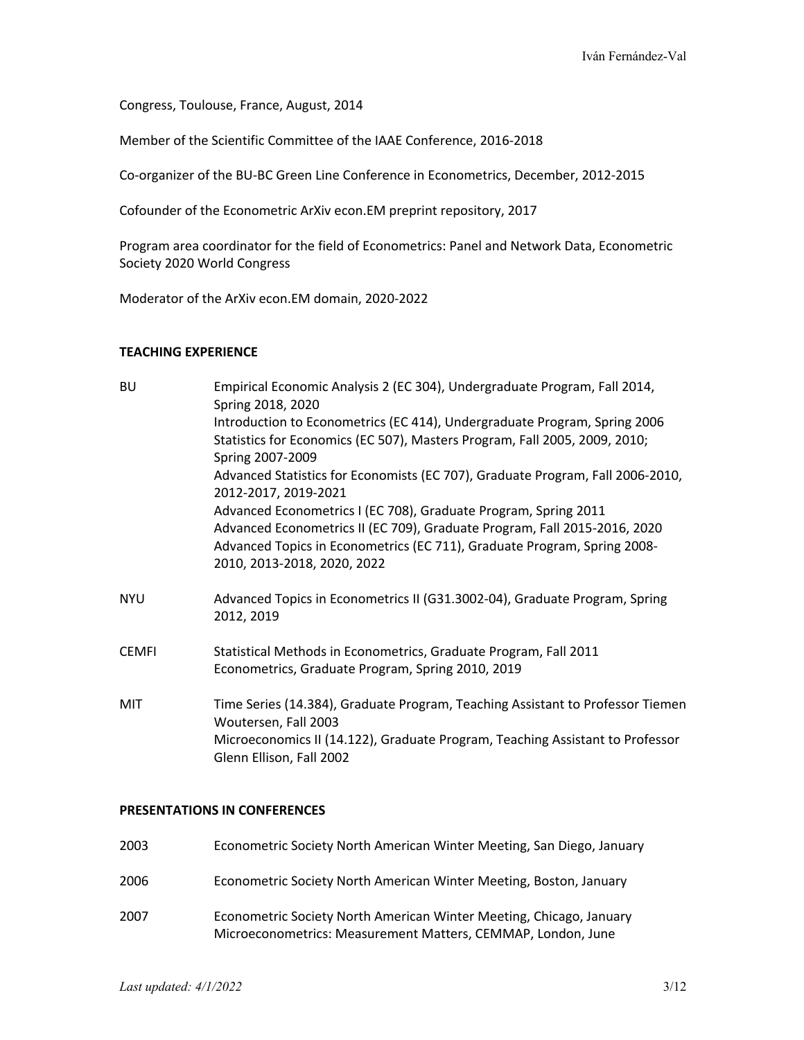Congress, Toulouse, France, August, 2014

Member of the Scientific Committee of the IAAE Conference, 2016-2018

Co-organizer of the BU-BC Green Line Conference in Econometrics, December, 2012-2015

Cofounder of the Econometric ArXiv econ.EM preprint repository, 2017

Program area coordinator for the field of Econometrics: Panel and Network Data, Econometric Society 2020 World Congress

Moderator of the ArXiv econ.EM domain, 2020-2022

**TEACHING EXPERIENCE**

| | |
|---|---|
| BU | Empirical Economic Analysis 2 (EC 304), Undergraduate Program, Fall 2014, Spring 2018, 2020<br>Introduction to Econometrics (EC 414), Undergraduate Program, Spring 2006<br>Statistics for Economics (EC 507), Masters Program, Fall 2005, 2009, 2010; Spring 2007-2009<br>Advanced Statistics for Economists (EC 707), Graduate Program, Fall 2006-2010, 2012-2017, 2019-2021<br>Advanced Econometrics I (EC 708), Graduate Program, Spring 2011<br>Advanced Econometrics II (EC 709), Graduate Program, Fall 2015-2016, 2020<br>Advanced Topics in Econometrics (EC 711), Graduate Program, Spring 2008-2010, 2013-2018, 2020, 2022 |
| NYU | Advanced Topics in Econometrics II (G31.3002-04), Graduate Program, Spring 2012, 2019 |
| CEMFI | Statistical Methods in Econometrics, Graduate Program, Fall 2011<br>Econometrics, Graduate Program, Spring 2010, 2019 |
| MIT | Time Series (14.384), Graduate Program, Teaching Assistant to Professor Tiemen Woutersen, Fall 2003<br>Microeconomics II (14.122), Graduate Program, Teaching Assistant to Professor Glenn Ellison, Fall 2002 |

**PRESENTATIONS IN CONFERENCES**

| | |
|---|---|
| 2003 | Econometric Society North American Winter Meeting, San Diego, January |
| 2006 | Econometric Society North American Winter Meeting, Boston, January |
| 2007 | Econometric Society North American Winter Meeting, Chicago, January<br>Microeconometrics: Measurement Matters, CEMMAP, London, June |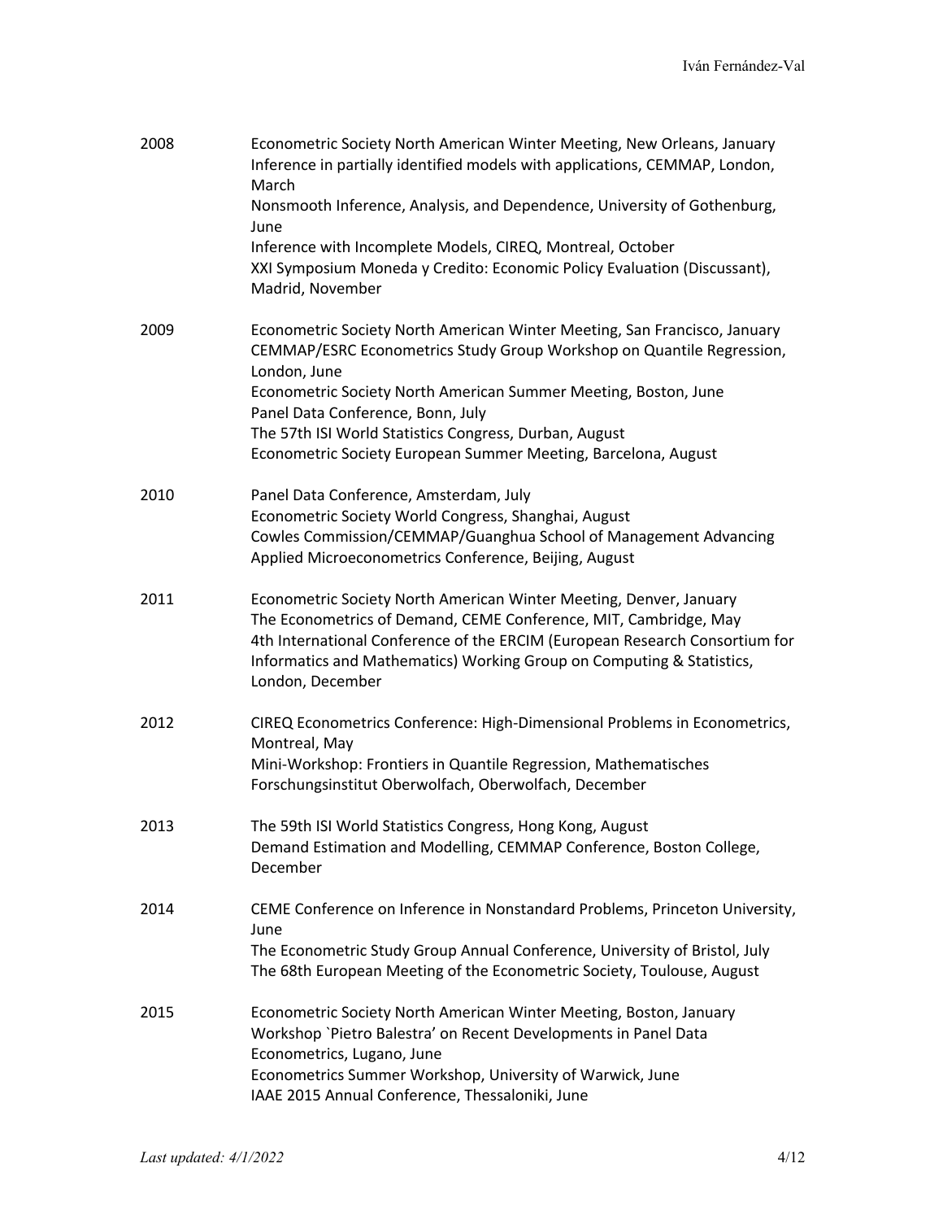2008
Econometric Society North American Winter Meeting, New Orleans, January
Inference in partially identified models with applications, CEMMAP, London, March
Nonsmooth Inference, Analysis, and Dependence, University of Gothenburg, June
Inference with Incomplete Models, CIREQ, Montreal, October
XXI Symposium Moneda y Credito: Economic Policy Evaluation (Discussant), Madrid, November

2009
Econometric Society North American Winter Meeting, San Francisco, January
CEMMAP/ESRC Econometrics Study Group Workshop on Quantile Regression, London, June
Econometric Society North American Summer Meeting, Boston, June
Panel Data Conference, Bonn, July
The 57th ISI World Statistics Congress, Durban, August
Econometric Society European Summer Meeting, Barcelona, August

2010
Panel Data Conference, Amsterdam, July
Econometric Society World Congress, Shanghai, August
Cowles Commission/CEMMAP/Guanghua School of Management Advancing Applied Microeconometrics Conference, Beijing, August

2011
Econometric Society North American Winter Meeting, Denver, January
The Econometrics of Demand, CEME Conference, MIT, Cambridge, May
4th International Conference of the ERCIM (European Research Consortium for Informatics and Mathematics) Working Group on Computing & Statistics, London, December

2012
CIREQ Econometrics Conference: High-Dimensional Problems in Econometrics, Montreal, May
Mini-Workshop: Frontiers in Quantile Regression, Mathematisches Forschungsinstitut Oberwolfach, Oberwolfach, December

2013
The 59th ISI World Statistics Congress, Hong Kong, August
Demand Estimation and Modelling, CEMMAP Conference, Boston College, December

2014
CEME Conference on Inference in Nonstandard Problems, Princeton University, June
The Econometric Study Group Annual Conference, University of Bristol, July
The 68th European Meeting of the Econometric Society, Toulouse, August

2015
Econometric Society North American Winter Meeting, Boston, January
Workshop `Pietro Balestra' on Recent Developments in Panel Data Econometrics, Lugano, June
Econometrics Summer Workshop, University of Warwick, June
IAAE 2015 Annual Conference, Thessaloniki, June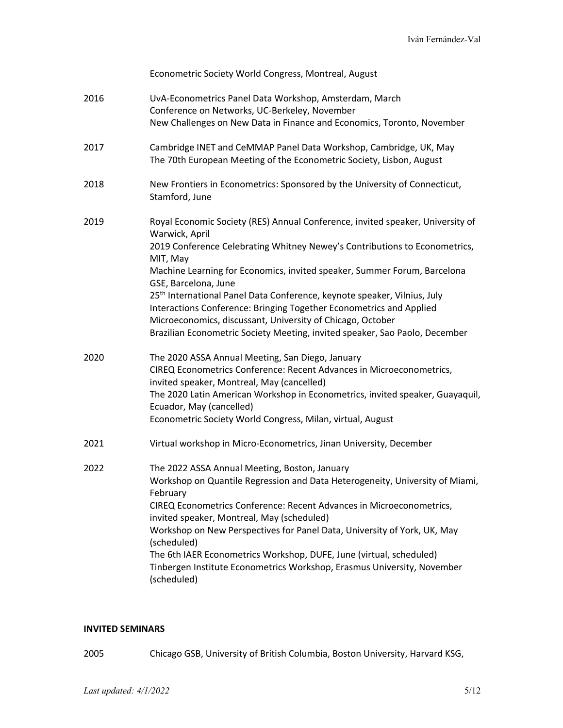Econometric Society World Congress, Montreal, August

2016 UvA-Econometrics Panel Data Workshop, Amsterdam, March
Conference on Networks, UC-Berkeley, November
New Challenges on New Data in Finance and Economics, Toronto, November

2017 Cambridge INET and CeMMAP Panel Data Workshop, Cambridge, UK, May
The 70th European Meeting of the Econometric Society, Lisbon, August

2018 New Frontiers in Econometrics: Sponsored by the University of Connecticut, Stamford, June

2019 Royal Economic Society (RES) Annual Conference, invited speaker, University of Warwick, April
2019 Conference Celebrating Whitney Newey's Contributions to Econometrics, MIT, May
Machine Learning for Economics, invited speaker, Summer Forum, Barcelona GSE, Barcelona, June
25th International Panel Data Conference, keynote speaker, Vilnius, July
Interactions Conference: Bringing Together Econometrics and Applied Microeconomics, discussant, University of Chicago, October
Brazilian Econometric Society Meeting, invited speaker, Sao Paolo, December

2020 The 2020 ASSA Annual Meeting, San Diego, January
CIREQ Econometrics Conference: Recent Advances in Microeconometrics, invited speaker, Montreal, May (cancelled)
The 2020 Latin American Workshop in Econometrics, invited speaker, Guayaquil, Ecuador, May (cancelled)
Econometric Society World Congress, Milan, virtual, August

2021 Virtual workshop in Micro-Econometrics, Jinan University, December

2022 The 2022 ASSA Annual Meeting, Boston, January
Workshop on Quantile Regression and Data Heterogeneity, University of Miami, February
CIREQ Econometrics Conference: Recent Advances in Microeconometrics, invited speaker, Montreal, May (scheduled)
Workshop on New Perspectives for Panel Data, University of York, UK, May (scheduled)
The 6th IAER Econometrics Workshop, DUFE, June (virtual, scheduled)
Tinbergen Institute Econometrics Workshop, Erasmus University, November (scheduled)

**INVITED SEMINARS**

2005 Chicago GSB, University of British Columbia, Boston University, Harvard KSG,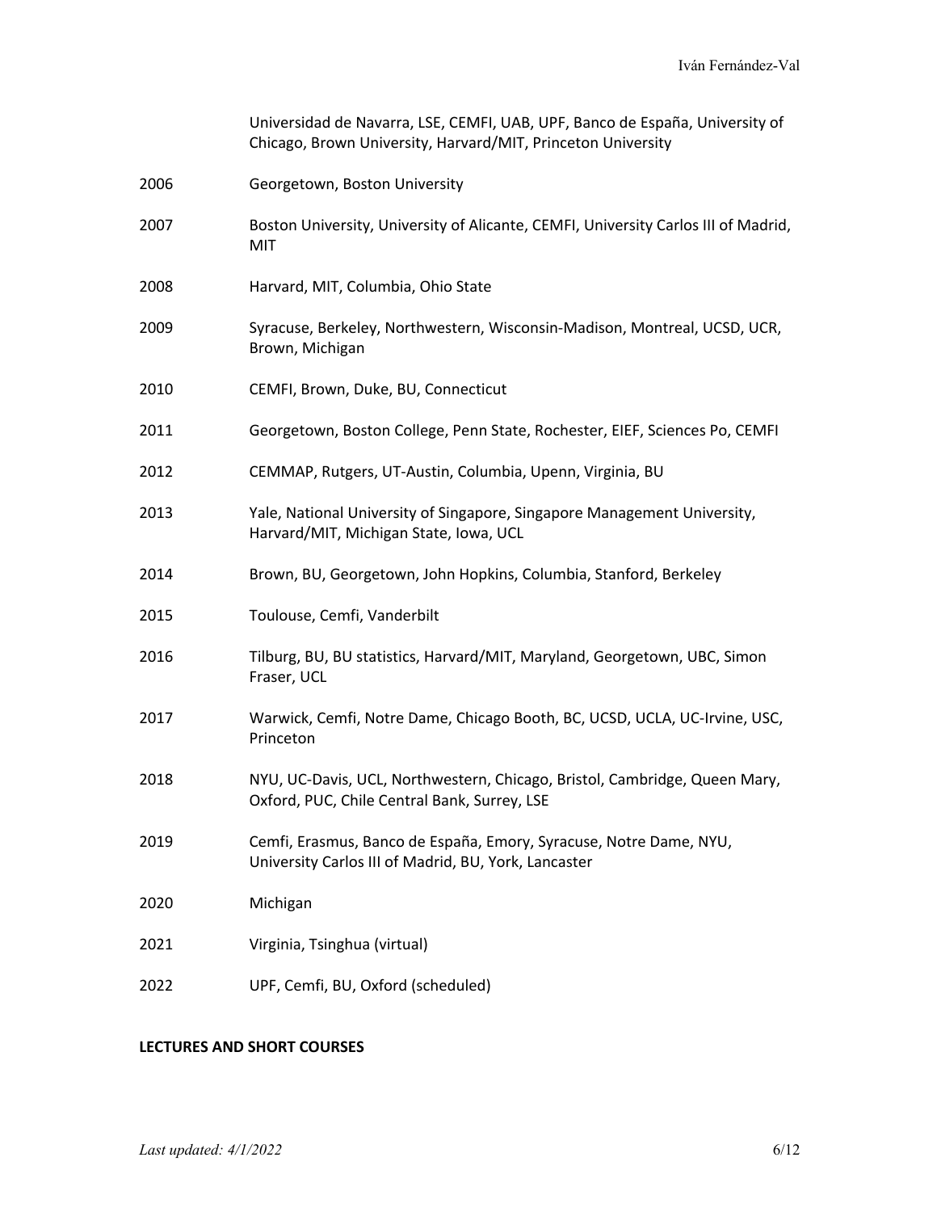Universidad de Navarra, LSE, CEMFI, UAB, UPF, Banco de España, University of Chicago, Brown University, Harvard/MIT, Princeton University

2006 Georgetown, Boston University

2007 Boston University, University of Alicante, CEMFI, University Carlos III of Madrid, MIT

2008 Harvard, MIT, Columbia, Ohio State

2009 Syracuse, Berkeley, Northwestern, Wisconsin-Madison, Montreal, UCSD, UCR, Brown, Michigan

2010 CEMFI, Brown, Duke, BU, Connecticut

2011 Georgetown, Boston College, Penn State, Rochester, EIEF, Sciences Po, CEMFI

2012 CEMMAP, Rutgers, UT-Austin, Columbia, Upenn, Virginia, BU

2013 Yale, National University of Singapore, Singapore Management University, Harvard/MIT, Michigan State, Iowa, UCL

2014 Brown, BU, Georgetown, John Hopkins, Columbia, Stanford, Berkeley

2015 Toulouse, Cemfi, Vanderbilt

2016 Tilburg, BU, BU statistics, Harvard/MIT, Maryland, Georgetown, UBC, Simon Fraser, UCL

2017 Warwick, Cemfi, Notre Dame, Chicago Booth, BC, UCSD, UCLA, UC-Irvine, USC, Princeton

2018 NYU, UC-Davis, UCL, Northwestern, Chicago, Bristol, Cambridge, Queen Mary, Oxford, PUC, Chile Central Bank, Surrey, LSE

2019 Cemfi, Erasmus, Banco de España, Emory, Syracuse, Notre Dame, NYU, University Carlos III of Madrid, BU, York, Lancaster

2020 Michigan

2021 Virginia, Tsinghua (virtual)

2022 UPF, Cemfi, BU, Oxford (scheduled)

**LECTURES AND SHORT COURSES**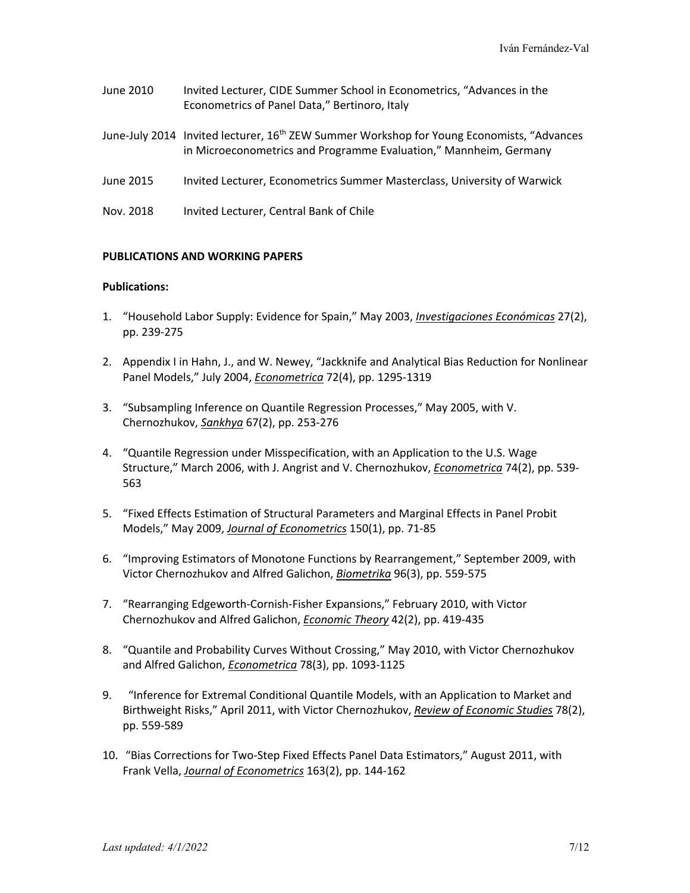June 2010 Invited Lecturer, CIDE Summer School in Econometrics, "Advances in the Econometrics of Panel Data," Bertinoro, Italy

June-July 2014 Invited lecturer, 16th ZEW Summer Workshop for Young Economists, "Advances in Microeconometrics and Programme Evaluation," Mannheim, Germany

June 2015 Invited Lecturer, Econometrics Summer Masterclass, University of Warwick

Nov. 2018 Invited Lecturer, Central Bank of Chile

**PUBLICATIONS AND WORKING PAPERS**

**Publications:**

1. "Household Labor Supply: Evidence for Spain," May 2003, *Investigaciones Económicas* 27(2), pp. 239-275
2. Appendix I in Hahn, J., and W. Newey, "Jackknife and Analytical Bias Reduction for Nonlinear Panel Models," July 2004, *Econometrica* 72(4), pp. 1295-1319
3. "Subsampling Inference on Quantile Regression Processes," May 2005, with V. Chernozhukov, *Sankhya* 67(2), pp. 253-276
4. "Quantile Regression under Misspecification, with an Application to the U.S. Wage Structure," March 2006, with J. Angrist and V. Chernozhukov, *Econometrica* 74(2), pp. 539-563
5. "Fixed Effects Estimation of Structural Parameters and Marginal Effects in Panel Probit Models," May 2009, *Journal of Econometrics* 150(1), pp. 71-85
6. "Improving Estimators of Monotone Functions by Rearrangement," September 2009, with Victor Chernozhukov and Alfred Galichon, *Biometrika* 96(3), pp. 559-575
7. "Rearranging Edgeworth-Cornish-Fisher Expansions," February 2010, with Victor Chernozhukov and Alfred Galichon, *Economic Theory* 42(2), pp. 419-435
8. "Quantile and Probability Curves Without Crossing," May 2010, with Victor Chernozhukov and Alfred Galichon, *Econometrica* 78(3), pp. 1093-1125
9. "Inference for Extremal Conditional Quantile Models, with an Application to Market and Birthweight Risks," April 2011, with Victor Chernozhukov, *Review of Economic Studies* 78(2), pp. 559-589
10. "Bias Corrections for Two-Step Fixed Effects Panel Data Estimators," August 2011, with Frank Vella, *Journal of Econometrics* 163(2), pp. 144-162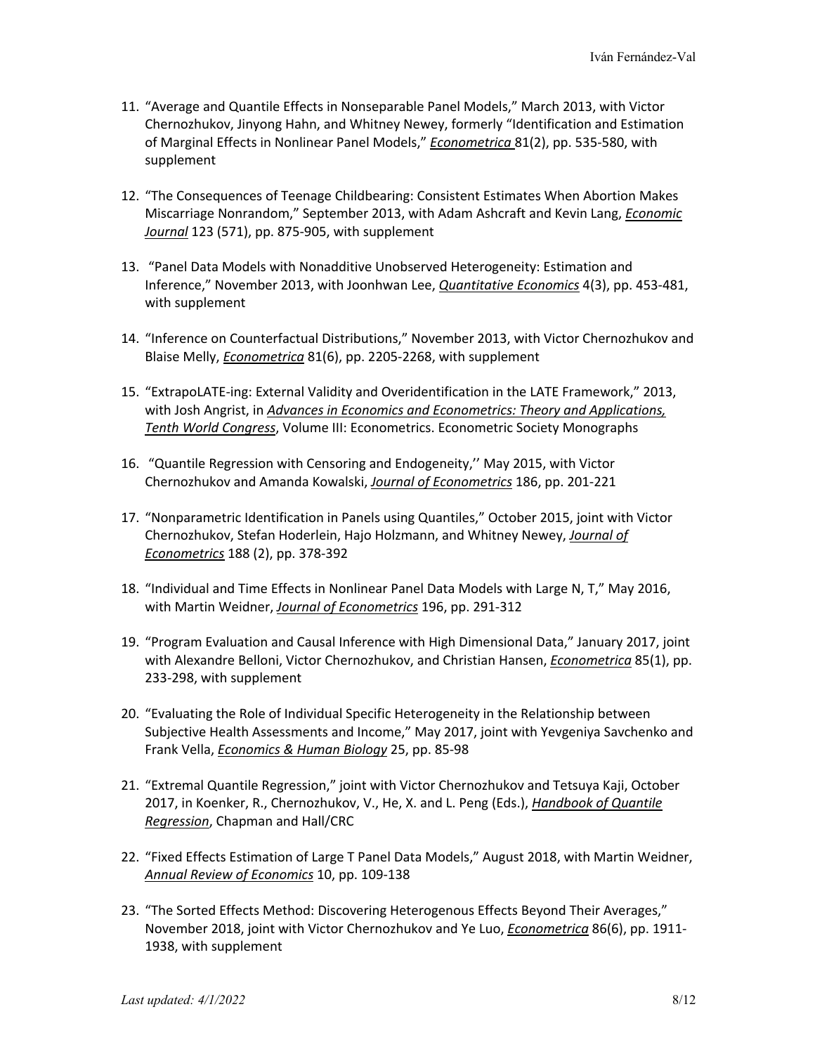11. "Average and Quantile Effects in Nonseparable Panel Models," March 2013, with Victor Chernozhukov, Jinyong Hahn, and Whitney Newey, formerly "Identification and Estimation of Marginal Effects in Nonlinear Panel Models," *Econometrica* 81(2), pp. 535-580, with supplement

12. "The Consequences of Teenage Childbearing: Consistent Estimates When Abortion Makes Miscarriage Nonrandom," September 2013, with Adam Ashcraft and Kevin Lang, *Economic Journal* 123 (571), pp. 875-905, with supplement

13. "Panel Data Models with Nonadditive Unobserved Heterogeneity: Estimation and Inference," November 2013, with Joonhwan Lee, *Quantitative Economics* 4(3), pp. 453-481, with supplement

14. "Inference on Counterfactual Distributions," November 2013, with Victor Chernozhukov and Blaise Melly, *Econometrica* 81(6), pp. 2205-2268, with supplement

15. "ExtrapoLATE-ing: External Validity and Overidentification in the LATE Framework," 2013, with Josh Angrist, in *Advances in Economics and Econometrics: Theory and Applications, Tenth World Congress*, Volume III: Econometrics. Econometric Society Monographs

16. "Quantile Regression with Censoring and Endogeneity,'' May 2015, with Victor Chernozhukov and Amanda Kowalski, *Journal of Econometrics* 186, pp. 201-221

17. "Nonparametric Identification in Panels using Quantiles," October 2015, joint with Victor Chernozhukov, Stefan Hoderlein, Hajo Holzmann, and Whitney Newey, *Journal of Econometrics* 188 (2), pp. 378-392

18. "Individual and Time Effects in Nonlinear Panel Data Models with Large N, T," May 2016, with Martin Weidner, *Journal of Econometrics* 196, pp. 291-312

19. "Program Evaluation and Causal Inference with High Dimensional Data," January 2017, joint with Alexandre Belloni, Victor Chernozhukov, and Christian Hansen, *Econometrica* 85(1), pp. 233-298, with supplement

20. "Evaluating the Role of Individual Specific Heterogeneity in the Relationship between Subjective Health Assessments and Income," May 2017, joint with Yevgeniya Savchenko and Frank Vella, *Economics & Human Biology* 25, pp. 85-98

21. "Extremal Quantile Regression," joint with Victor Chernozhukov and Tetsuya Kaji, October 2017, in Koenker, R., Chernozhukov, V., He, X. and L. Peng (Eds.), *Handbook of Quantile Regression*, Chapman and Hall/CRC

22. "Fixed Effects Estimation of Large T Panel Data Models," August 2018, with Martin Weidner, *Annual Review of Economics* 10, pp. 109-138

23. "The Sorted Effects Method: Discovering Heterogenous Effects Beyond Their Averages," November 2018, joint with Victor Chernozhukov and Ye Luo, *Econometrica* 86(6), pp. 1911-1938, with supplement

*Last updated: 4/1/2022*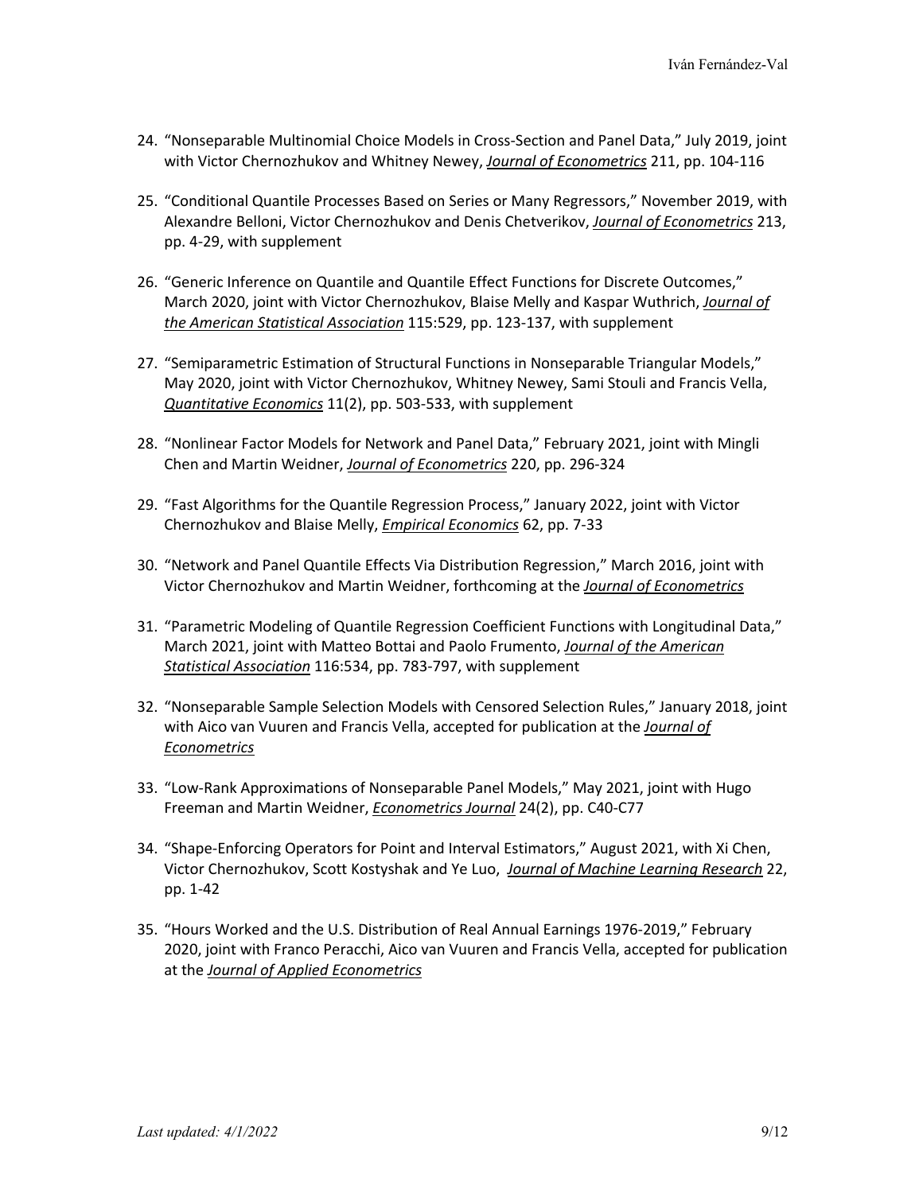24. "Nonseparable Multinomial Choice Models in Cross-Section and Panel Data," July 2019, joint with Victor Chernozhukov and Whitney Newey, ***Journal of Econometrics*** 211, pp. 104-116

25. "Conditional Quantile Processes Based on Series or Many Regressors," November 2019, with Alexandre Belloni, Victor Chernozhukov and Denis Chetverikov, ***Journal of Econometrics*** 213, pp. 4-29, with supplement

26. "Generic Inference on Quantile and Quantile Effect Functions for Discrete Outcomes," March 2020, joint with Victor Chernozhukov, Blaise Melly and Kaspar Wuthrich, ***Journal of the American Statistical Association*** 115:529, pp. 123-137, with supplement

27. "Semiparametric Estimation of Structural Functions in Nonseparable Triangular Models," May 2020, joint with Victor Chernozhukov, Whitney Newey, Sami Stouli and Francis Vella, ***Quantitative Economics*** 11(2), pp. 503-533, with supplement

28. "Nonlinear Factor Models for Network and Panel Data," February 2021, joint with Mingli Chen and Martin Weidner, ***Journal of Econometrics*** 220, pp. 296-324

29. "Fast Algorithms for the Quantile Regression Process," January 2022, joint with Victor Chernozhukov and Blaise Melly, ***Empirical Economics*** 62, pp. 7-33

30. "Network and Panel Quantile Effects Via Distribution Regression," March 2016, joint with Victor Chernozhukov and Martin Weidner, forthcoming at the ***Journal of Econometrics***

31. "Parametric Modeling of Quantile Regression Coefficient Functions with Longitudinal Data," March 2021, joint with Matteo Bottai and Paolo Frumento, ***Journal of the American Statistical Association*** 116:534, pp. 783-797, with supplement

32. "Nonseparable Sample Selection Models with Censored Selection Rules," January 2018, joint with Aico van Vuuren and Francis Vella, accepted for publication at the ***Journal of Econometrics***

33. "Low-Rank Approximations of Nonseparable Panel Models," May 2021, joint with Hugo Freeman and Martin Weidner, ***Econometrics Journal*** 24(2), pp. C40-C77

34. "Shape-Enforcing Operators for Point and Interval Estimators," August 2021, with Xi Chen, Victor Chernozhukov, Scott Kostyshak and Ye Luo, ***Journal of Machine Learning Research*** 22, pp. 1-42

35. "Hours Worked and the U.S. Distribution of Real Annual Earnings 1976-2019," February 2020, joint with Franco Peracchi, Aico van Vuuren and Francis Vella, accepted for publication at the ***Journal of Applied Econometrics***

*Last updated: 4/1/2022*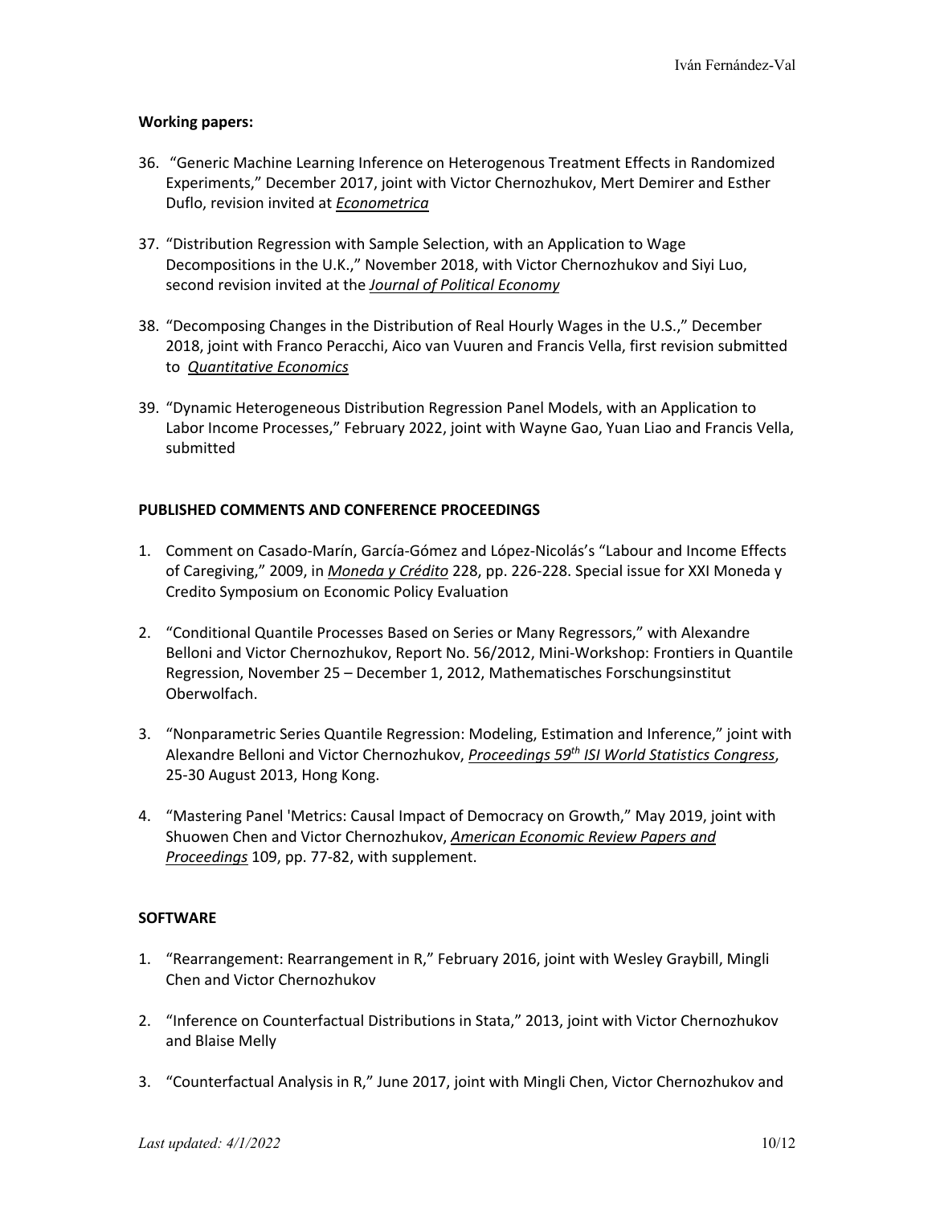**Working papers:**

36. "Generic Machine Learning Inference on Heterogenous Treatment Effects in Randomized Experiments," December 2017, joint with Victor Chernozhukov, Mert Demirer and Esther Duflo, revision invited at *Econometrica*

37. "Distribution Regression with Sample Selection, with an Application to Wage Decompositions in the U.K.," November 2018, with Victor Chernozhukov and Siyi Luo, second revision invited at the *Journal of Political Economy*

38. "Decomposing Changes in the Distribution of Real Hourly Wages in the U.S.," December 2018, joint with Franco Peracchi, Aico van Vuuren and Francis Vella, first revision submitted to *Quantitative Economics*

39. "Dynamic Heterogeneous Distribution Regression Panel Models, with an Application to Labor Income Processes," February 2022, joint with Wayne Gao, Yuan Liao and Francis Vella, submitted

**PUBLISHED COMMENTS AND CONFERENCE PROCEEDINGS**

1. Comment on Casado-Marín, García-Gómez and López-Nicolás's "Labour and Income Effects of Caregiving," 2009, in *Moneda y Crédito* 228, pp. 226-228. Special issue for XXI Moneda y Credito Symposium on Economic Policy Evaluation

2. "Conditional Quantile Processes Based on Series or Many Regressors," with Alexandre Belloni and Victor Chernozhukov, Report No. 56/2012, Mini-Workshop: Frontiers in Quantile Regression, November 25 – December 1, 2012, Mathematisches Forschungsinstitut Oberwolfach.

3. "Nonparametric Series Quantile Regression: Modeling, Estimation and Inference," joint with Alexandre Belloni and Victor Chernozhukov, *Proceedings 59th ISI World Statistics Congress*, 25-30 August 2013, Hong Kong.

4. "Mastering Panel 'Metrics: Causal Impact of Democracy on Growth," May 2019, joint with Shuowen Chen and Victor Chernozhukov, *American Economic Review Papers and Proceedings* 109, pp. 77-82, with supplement.

**SOFTWARE**

1. "Rearrangement: Rearrangement in R," February 2016, joint with Wesley Graybill, Mingli Chen and Victor Chernozhukov

2. "Inference on Counterfactual Distributions in Stata," 2013, joint with Victor Chernozhukov and Blaise Melly

3. "Counterfactual Analysis in R," June 2017, joint with Mingli Chen, Victor Chernozhukov and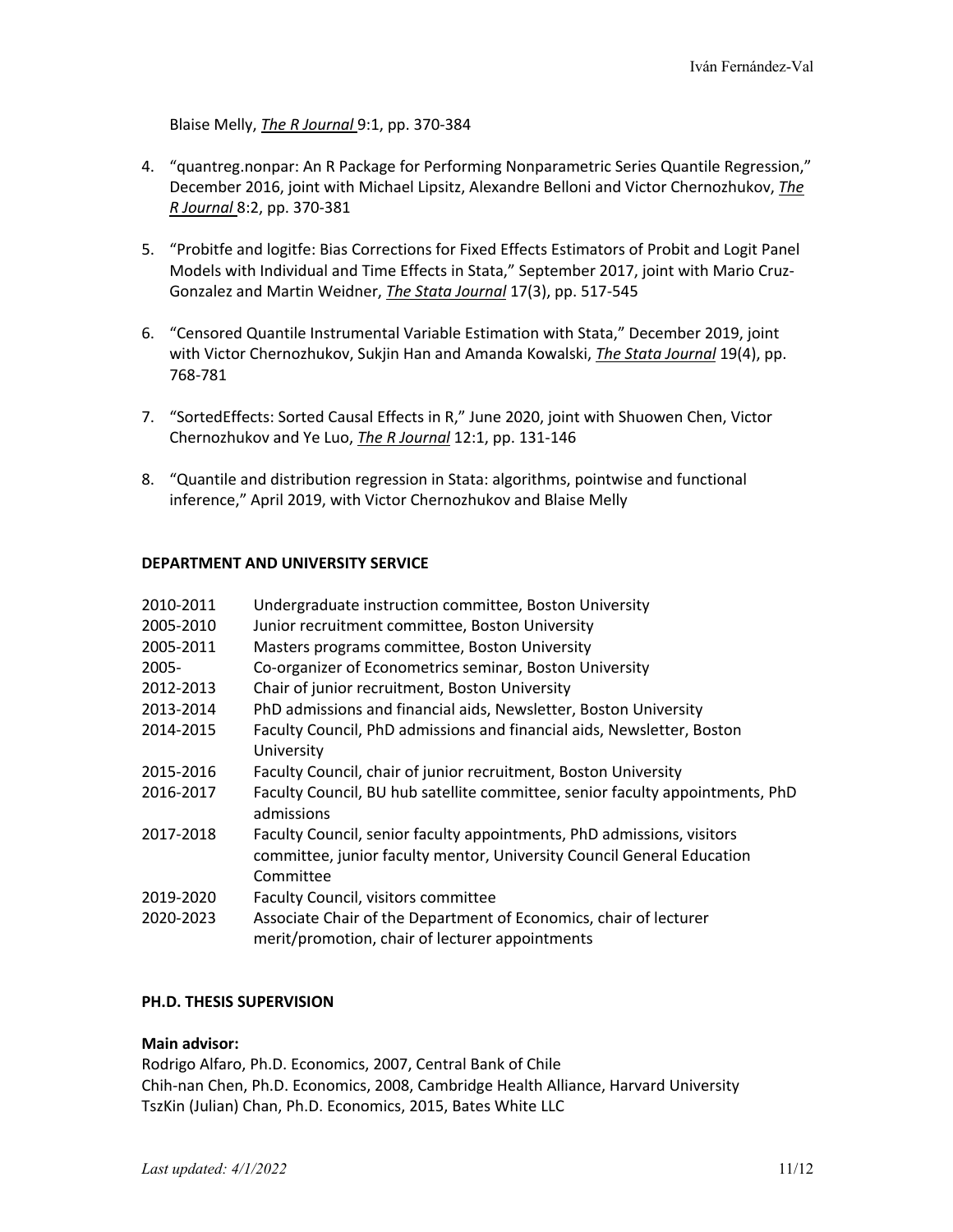Blaise Melly, *The R Journal* 9:1, pp. 370-384

4. "quantreg.nonpar: An R Package for Performing Nonparametric Series Quantile Regression," December 2016, joint with Michael Lipsitz, Alexandre Belloni and Victor Chernozhukov, *The R Journal* 8:2, pp. 370-381

5. "Probitfe and logitfe: Bias Corrections for Fixed Effects Estimators of Probit and Logit Panel Models with Individual and Time Effects in Stata," September 2017, joint with Mario Cruz-Gonzalez and Martin Weidner, *The Stata Journal* 17(3), pp. 517-545

6. "Censored Quantile Instrumental Variable Estimation with Stata," December 2019, joint with Victor Chernozhukov, Sukjin Han and Amanda Kowalski, *The Stata Journal* 19(4), pp. 768-781

7. "SortedEffects: Sorted Causal Effects in R," June 2020, joint with Shuowen Chen, Victor Chernozhukov and Ye Luo, *The R Journal* 12:1, pp. 131-146

8. "Quantile and distribution regression in Stata: algorithms, pointwise and functional inference," April 2019, with Victor Chernozhukov and Blaise Melly

## DEPARTMENT AND UNIVERSITY SERVICE

| | |
|---|---|
| 2010-2011 | Undergraduate instruction committee, Boston University |
| 2005-2010 | Junior recruitment committee, Boston University |
| 2005-2011 | Masters programs committee, Boston University |
| 2005- | Co-organizer of Econometrics seminar, Boston University |
| 2012-2013 | Chair of junior recruitment, Boston University |
| 2013-2014 | PhD admissions and financial aids, Newsletter, Boston University |
| 2014-2015 | Faculty Council, PhD admissions and financial aids, Newsletter, Boston University |
| 2015-2016 | Faculty Council, chair of junior recruitment, Boston University |
| 2016-2017 | Faculty Council, BU hub satellite committee, senior faculty appointments, PhD admissions |
| 2017-2018 | Faculty Council, senior faculty appointments, PhD admissions, visitors committee, junior faculty mentor, University Council General Education Committee |
| 2019-2020 | Faculty Council, visitors committee |
| 2020-2023 | Associate Chair of the Department of Economics, chair of lecturer merit/promotion, chair of lecturer appointments |

## PH.D. THESIS SUPERVISION

**Main advisor:**

Rodrigo Alfaro, Ph.D. Economics, 2007, Central Bank of Chile
Chih-nan Chen, Ph.D. Economics, 2008, Cambridge Health Alliance, Harvard University
TszKin (Julian) Chan, Ph.D. Economics, 2015, Bates White LLC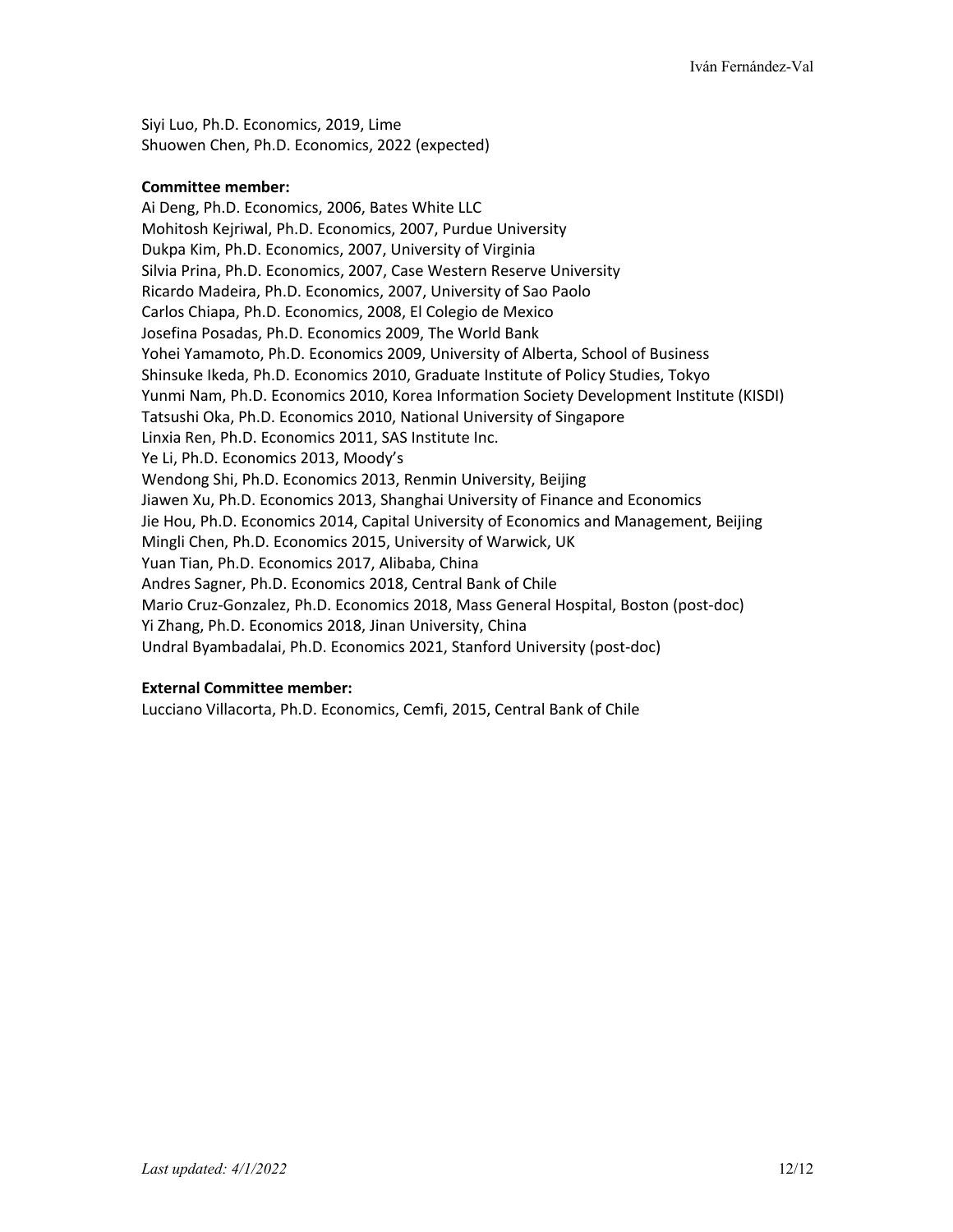Siyi Luo, Ph.D. Economics, 2019, Lime
Shuowen Chen, Ph.D. Economics, 2022 (expected)

**Committee member:**

Ai Deng, Ph.D. Economics, 2006, Bates White LLC
Mohitosh Kejriwal, Ph.D. Economics, 2007, Purdue University
Dukpa Kim, Ph.D. Economics, 2007, University of Virginia
Silvia Prina, Ph.D. Economics, 2007, Case Western Reserve University
Ricardo Madeira, Ph.D. Economics, 2007, University of Sao Paolo
Carlos Chiapa, Ph.D. Economics, 2008, El Colegio de Mexico
Josefina Posadas, Ph.D. Economics 2009, The World Bank
Yohei Yamamoto, Ph.D. Economics 2009, University of Alberta, School of Business
Shinsuke Ikeda, Ph.D. Economics 2010, Graduate Institute of Policy Studies, Tokyo
Yunmi Nam, Ph.D. Economics 2010, Korea Information Society Development Institute (KISDI)
Tatsushi Oka, Ph.D. Economics 2010, National University of Singapore
Linxia Ren, Ph.D. Economics 2011, SAS Institute Inc.
Ye Li, Ph.D. Economics 2013, Moody's
Wendong Shi, Ph.D. Economics 2013, Renmin University, Beijing
Jiawen Xu, Ph.D. Economics 2013, Shanghai University of Finance and Economics
Jie Hou, Ph.D. Economics 2014, Capital University of Economics and Management, Beijing
Mingli Chen, Ph.D. Economics 2015, University of Warwick, UK
Yuan Tian, Ph.D. Economics 2017, Alibaba, China
Andres Sagner, Ph.D. Economics 2018, Central Bank of Chile
Mario Cruz-Gonzalez, Ph.D. Economics 2018, Mass General Hospital, Boston (post-doc)
Yi Zhang, Ph.D. Economics 2018, Jinan University, China
Undral Byambadalai, Ph.D. Economics 2021, Stanford University (post-doc)

**External Committee member:**

Lucciano Villacorta, Ph.D. Economics, Cemfi, 2015, Central Bank of Chile

*Last updated: 4/1/2022*